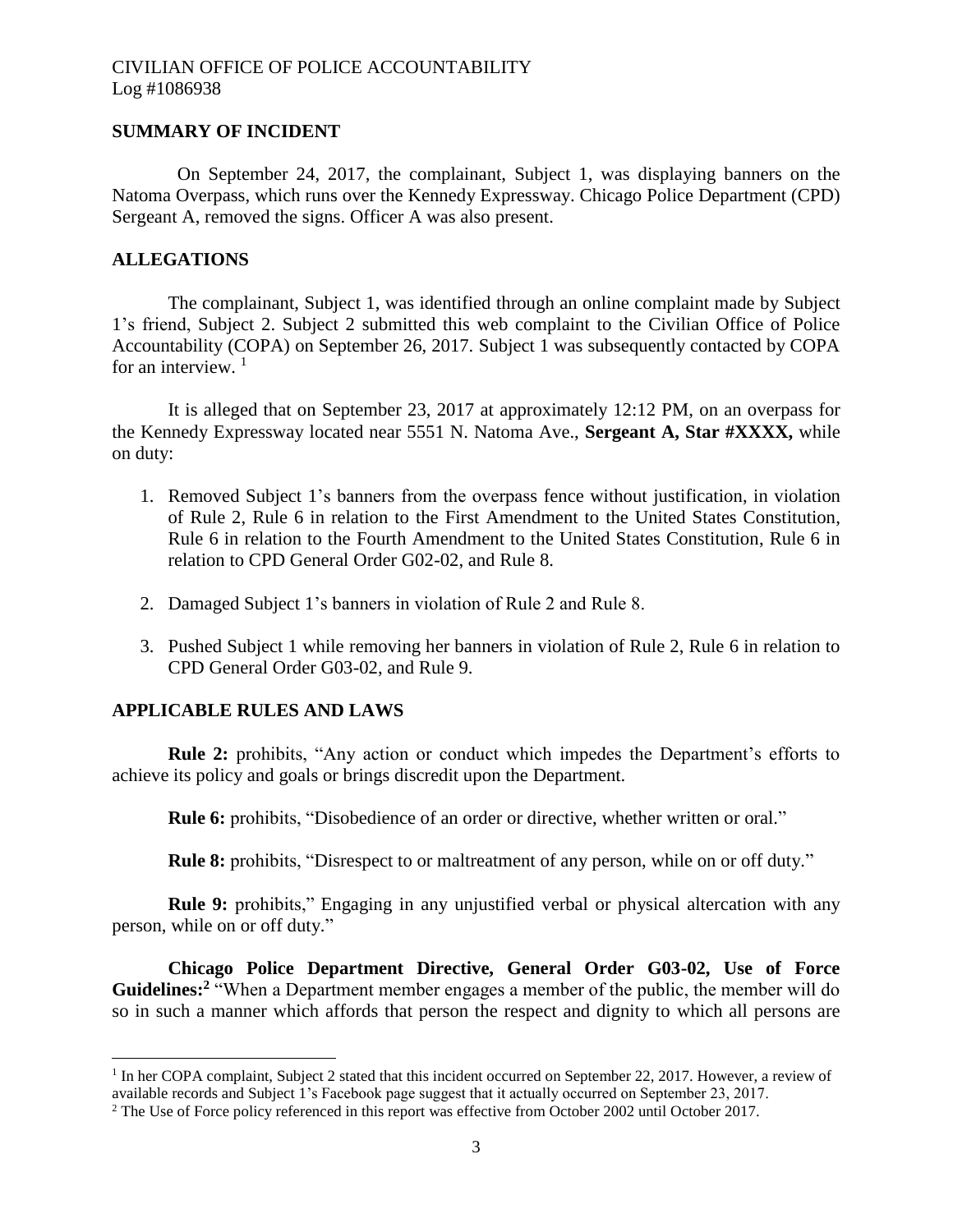CIVILIAN OFFICE OF POLICE ACCOUNTABILITY
Log #1086938

## SUMMARY OF INCIDENT

On September 24, 2017, the complainant, Subject 1, was displaying banners on the Natoma Overpass, which runs over the Kennedy Expressway. Chicago Police Department (CPD) Sergeant A, removed the signs. Officer A was also present.

## ALLEGATIONS

The complainant, Subject 1, was identified through an online complaint made by Subject 1's friend, Subject 2. Subject 2 submitted this web complaint to the Civilian Office of Police Accountability (COPA) on September 26, 2017. Subject 1 was subsequently contacted by COPA for an interview. [1]

It is alleged that on September 23, 2017 at approximately 12:12 PM, on an overpass for the Kennedy Expressway located near 5551 N. Natoma Ave., **Sergeant A, Star #XXXX,** while on duty:

1. Removed Subject 1's banners from the overpass fence without justification, in violation of Rule 2, Rule 6 in relation to the First Amendment to the United States Constitution, Rule 6 in relation to the Fourth Amendment to the United States Constitution, Rule 6 in relation to CPD General Order G02-02, and Rule 8.
2. Damaged Subject 1's banners in violation of Rule 2 and Rule 8.
3. Pushed Subject 1 while removing her banners in violation of Rule 2, Rule 6 in relation to CPD General Order G03-02, and Rule 9.

## APPLICABLE RULES AND LAWS

**Rule 2:** prohibits, "Any action or conduct which impedes the Department's efforts to achieve its policy and goals or brings discredit upon the Department.

**Rule 6:** prohibits, "Disobedience of an order or directive, whether written or oral."

**Rule 8:** prohibits, "Disrespect to or maltreatment of any person, while on or off duty."

**Rule 9:** prohibits," Engaging in any unjustified verbal or physical altercation with any person, while on or off duty."

**Chicago Police Department Directive, General Order G03-02, Use of Force Guidelines:**[2] "When a Department member engages a member of the public, the member will do so in such a manner which affords that person the respect and dignity to which all persons are

---

[1] In her COPA complaint, Subject 2 stated that this incident occurred on September 22, 2017. However, a review of available records and Subject 1's Facebook page suggest that it actually occurred on September 23, 2017.

[2] The Use of Force policy referenced in this report was effective from October 2002 until October 2017.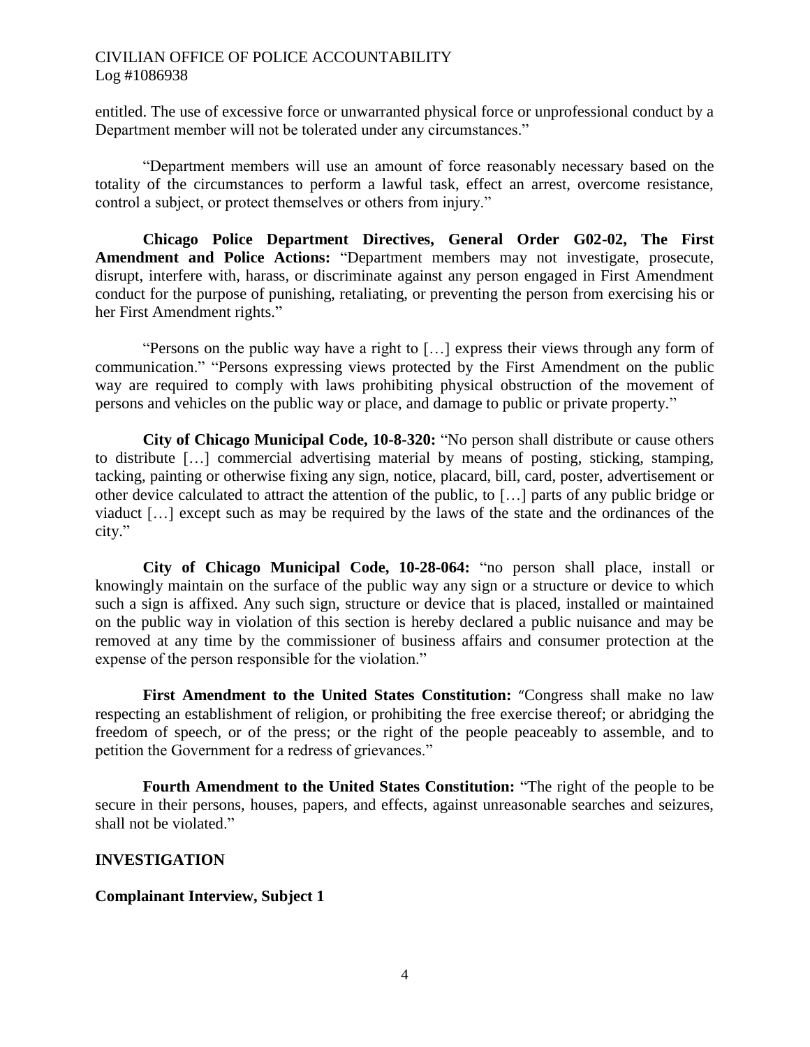entitled. The use of excessive force or unwarranted physical force or unprofessional conduct by a Department member will not be tolerated under any circumstances."

"Department members will use an amount of force reasonably necessary based on the totality of the circumstances to perform a lawful task, effect an arrest, overcome resistance, control a subject, or protect themselves or others from injury."

**Chicago Police Department Directives, General Order G02-02, The First Amendment and Police Actions:** "Department members may not investigate, prosecute, disrupt, interfere with, harass, or discriminate against any person engaged in First Amendment conduct for the purpose of punishing, retaliating, or preventing the person from exercising his or her First Amendment rights."

"Persons on the public way have a right to […] express their views through any form of communication." "Persons expressing views protected by the First Amendment on the public way are required to comply with laws prohibiting physical obstruction of the movement of persons and vehicles on the public way or place, and damage to public or private property."

**City of Chicago Municipal Code, 10-8-320:** "No person shall distribute or cause others to distribute […] commercial advertising material by means of posting, sticking, stamping, tacking, painting or otherwise fixing any sign, notice, placard, bill, card, poster, advertisement or other device calculated to attract the attention of the public, to […] parts of any public bridge or viaduct […] except such as may be required by the laws of the state and the ordinances of the city."

**City of Chicago Municipal Code, 10-28-064:** "no person shall place, install or knowingly maintain on the surface of the public way any sign or a structure or device to which such a sign is affixed. Any such sign, structure or device that is placed, installed or maintained on the public way in violation of this section is hereby declared a public nuisance and may be removed at any time by the commissioner of business affairs and consumer protection at the expense of the person responsible for the violation."

**First Amendment to the United States Constitution:** "Congress shall make no law respecting an establishment of religion, or prohibiting the free exercise thereof; or abridging the freedom of speech, or of the press; or the right of the people peaceably to assemble, and to petition the Government for a redress of grievances."

**Fourth Amendment to the United States Constitution:** "The right of the people to be secure in their persons, houses, papers, and effects, against unreasonable searches and seizures, shall not be violated."

## INVESTIGATION

### Complainant Interview, Subject 1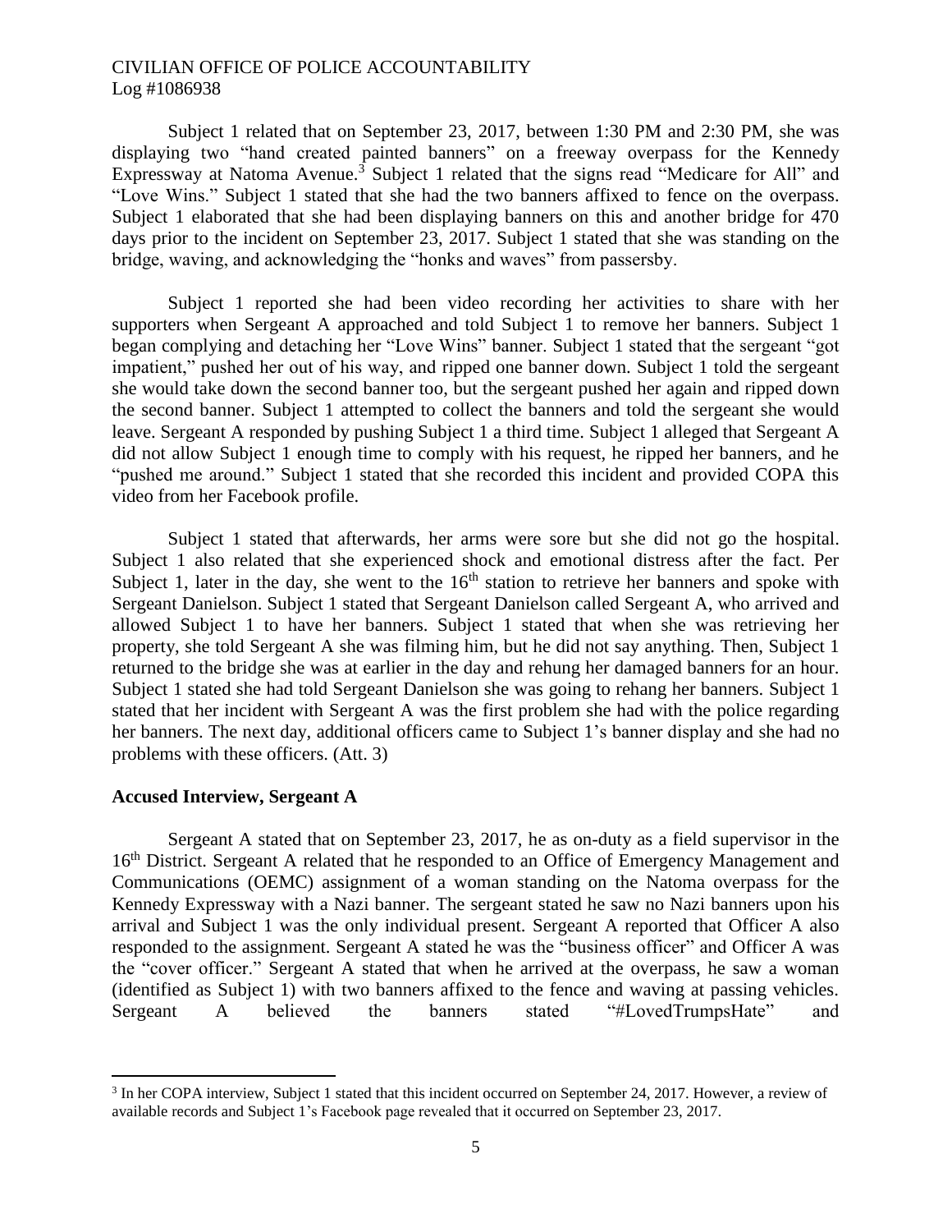Subject 1 related that on September 23, 2017, between 1:30 PM and 2:30 PM, she was displaying two "hand created painted banners" on a freeway overpass for the Kennedy Expressway at Natoma Avenue.[3] Subject 1 related that the signs read "Medicare for All" and "Love Wins." Subject 1 stated that she had the two banners affixed to fence on the overpass. Subject 1 elaborated that she had been displaying banners on this and another bridge for 470 days prior to the incident on September 23, 2017. Subject 1 stated that she was standing on the bridge, waving, and acknowledging the "honks and waves" from passersby.

Subject 1 reported she had been video recording her activities to share with her supporters when Sergeant A approached and told Subject 1 to remove her banners. Subject 1 began complying and detaching her "Love Wins" banner. Subject 1 stated that the sergeant "got impatient," pushed her out of his way, and ripped one banner down. Subject 1 told the sergeant she would take down the second banner too, but the sergeant pushed her again and ripped down the second banner. Subject 1 attempted to collect the banners and told the sergeant she would leave. Sergeant A responded by pushing Subject 1 a third time. Subject 1 alleged that Sergeant A did not allow Subject 1 enough time to comply with his request, he ripped her banners, and he "pushed me around." Subject 1 stated that she recorded this incident and provided COPA this video from her Facebook profile.

Subject 1 stated that afterwards, her arms were sore but she did not go the hospital. Subject 1 also related that she experienced shock and emotional distress after the fact. Per Subject 1, later in the day, she went to the 16th station to retrieve her banners and spoke with Sergeant Danielson. Subject 1 stated that Sergeant Danielson called Sergeant A, who arrived and allowed Subject 1 to have her banners. Subject 1 stated that when she was retrieving her property, she told Sergeant A she was filming him, but he did not say anything. Then, Subject 1 returned to the bridge she was at earlier in the day and rehung her damaged banners for an hour. Subject 1 stated she had told Sergeant Danielson she was going to rehang her banners. Subject 1 stated that her incident with Sergeant A was the first problem she had with the police regarding her banners. The next day, additional officers came to Subject 1's banner display and she had no problems with these officers. (Att. 3)

**Accused Interview, Sergeant A**

Sergeant A stated that on September 23, 2017, he as on-duty as a field supervisor in the 16th District. Sergeant A related that he responded to an Office of Emergency Management and Communications (OEMC) assignment of a woman standing on the Natoma overpass for the Kennedy Expressway with a Nazi banner. The sergeant stated he saw no Nazi banners upon his arrival and Subject 1 was the only individual present. Sergeant A reported that Officer A also responded to the assignment. Sergeant A stated he was the "business officer" and Officer A was the "cover officer." Sergeant A stated that when he arrived at the overpass, he saw a woman (identified as Subject 1) with two banners affixed to the fence and waving at passing vehicles. Sergeant A believed the banners stated "#LovedTrumpsHate" and

---

[3] In her COPA interview, Subject 1 stated that this incident occurred on September 24, 2017. However, a review of available records and Subject 1's Facebook page revealed that it occurred on September 23, 2017.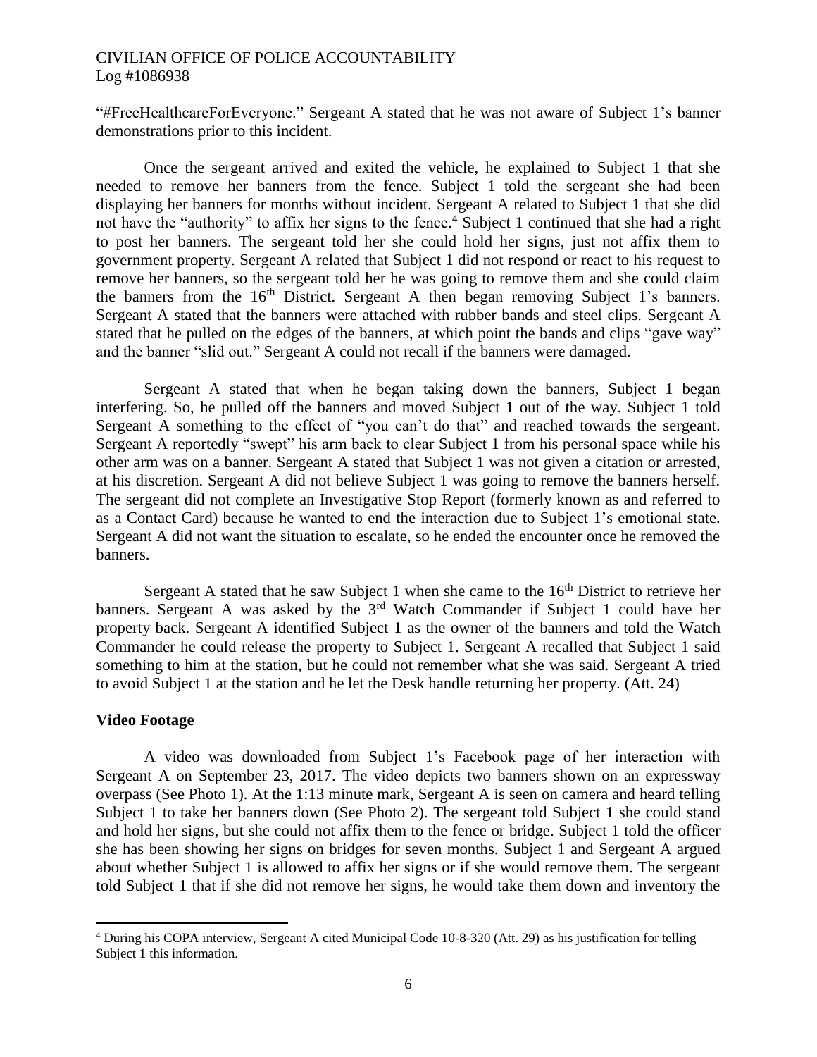"#FreeHealthcareForEveryone." Sergeant A stated that he was not aware of Subject 1's banner demonstrations prior to this incident.

Once the sergeant arrived and exited the vehicle, he explained to Subject 1 that she needed to remove her banners from the fence. Subject 1 told the sergeant she had been displaying her banners for months without incident. Sergeant A related to Subject 1 that she did not have the "authority" to affix her signs to the fence.[4] Subject 1 continued that she had a right to post her banners. The sergeant told her she could hold her signs, just not affix them to government property. Sergeant A related that Subject 1 did not respond or react to his request to remove her banners, so the sergeant told her he was going to remove them and she could claim the banners from the 16th District. Sergeant A then began removing Subject 1's banners. Sergeant A stated that the banners were attached with rubber bands and steel clips. Sergeant A stated that he pulled on the edges of the banners, at which point the bands and clips "gave way" and the banner "slid out." Sergeant A could not recall if the banners were damaged.

Sergeant A stated that when he began taking down the banners, Subject 1 began interfering. So, he pulled off the banners and moved Subject 1 out of the way. Subject 1 told Sergeant A something to the effect of "you can't do that" and reached towards the sergeant. Sergeant A reportedly "swept" his arm back to clear Subject 1 from his personal space while his other arm was on a banner. Sergeant A stated that Subject 1 was not given a citation or arrested, at his discretion. Sergeant A did not believe Subject 1 was going to remove the banners herself. The sergeant did not complete an Investigative Stop Report (formerly known as and referred to as a Contact Card) because he wanted to end the interaction due to Subject 1's emotional state. Sergeant A did not want the situation to escalate, so he ended the encounter once he removed the banners.

Sergeant A stated that he saw Subject 1 when she came to the 16th District to retrieve her banners. Sergeant A was asked by the 3rd Watch Commander if Subject 1 could have her property back. Sergeant A identified Subject 1 as the owner of the banners and told the Watch Commander he could release the property to Subject 1. Sergeant A recalled that Subject 1 said something to him at the station, but he could not remember what she was said. Sergeant A tried to avoid Subject 1 at the station and he let the Desk handle returning her property. (Att. 24)

**Video Footage**

A video was downloaded from Subject 1's Facebook page of her interaction with Sergeant A on September 23, 2017. The video depicts two banners shown on an expressway overpass (See Photo 1). At the 1:13 minute mark, Sergeant A is seen on camera and heard telling Subject 1 to take her banners down (See Photo 2). The sergeant told Subject 1 she could stand and hold her signs, but she could not affix them to the fence or bridge. Subject 1 told the officer she has been showing her signs on bridges for seven months. Subject 1 and Sergeant A argued about whether Subject 1 is allowed to affix her signs or if she would remove them. The sergeant told Subject 1 that if she did not remove her signs, he would take them down and inventory the

---

[4] During his COPA interview, Sergeant A cited Municipal Code 10-8-320 (Att. 29) as his justification for telling Subject 1 this information.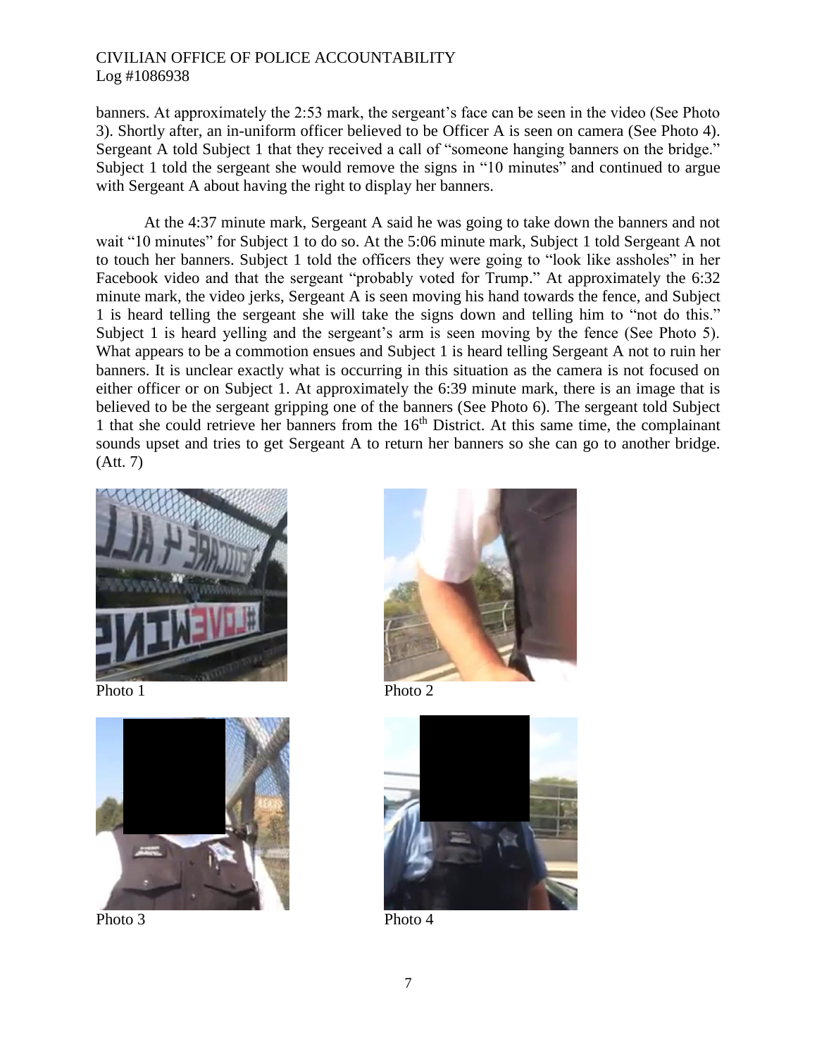banners. At approximately the 2:53 mark, the sergeant's face can be seen in the video (See Photo 3). Shortly after, an in-uniform officer believed to be Officer A is seen on camera (See Photo 4). Sergeant A told Subject 1 that they received a call of "someone hanging banners on the bridge." Subject 1 told the sergeant she would remove the signs in "10 minutes" and continued to argue with Sergeant A about having the right to display her banners.

At the 4:37 minute mark, Sergeant A said he was going to take down the banners and not wait "10 minutes" for Subject 1 to do so. At the 5:06 minute mark, Subject 1 told Sergeant A not to touch her banners. Subject 1 told the officers they were going to "look like assholes" in her Facebook video and that the sergeant "probably voted for Trump." At approximately the 6:32 minute mark, the video jerks, Sergeant A is seen moving his hand towards the fence, and Subject 1 is heard telling the sergeant she will take the signs down and telling him to "not do this." Subject 1 is heard yelling and the sergeant's arm is seen moving by the fence (See Photo 5). What appears to be a commotion ensues and Subject 1 is heard telling Sergeant A not to ruin her banners. It is unclear exactly what is occurring in this situation as the camera is not focused on either officer or on Subject 1. At approximately the 6:39 minute mark, there is an image that is believed to be the sergeant gripping one of the banners (See Photo 6). The sergeant told Subject 1 that she could retrieve her banners from the 16th District. At this same time, the complainant sounds upset and tries to get Sergeant A to return her banners so she can go to another bridge. (Att. 7)

Photo 1

Photo 2

Photo 3

Photo 4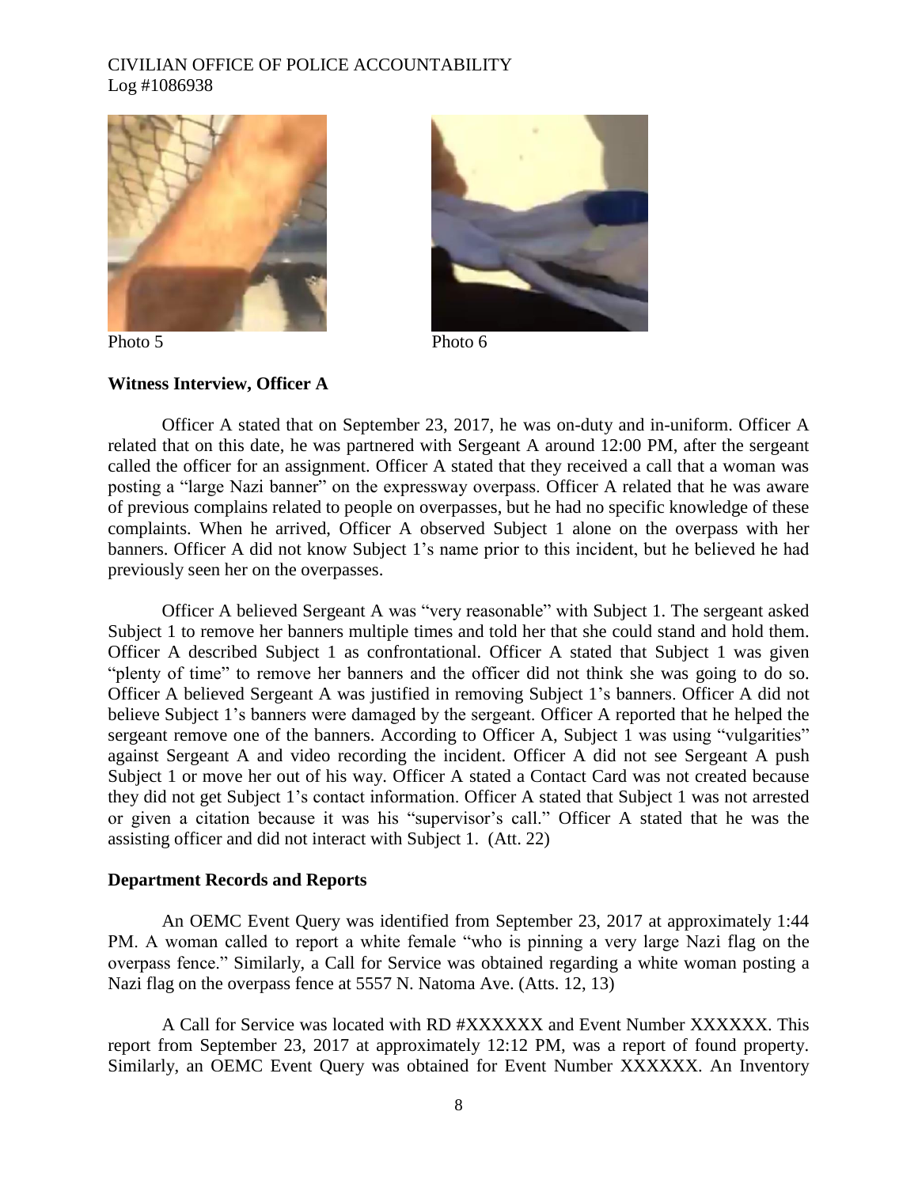Photo 5

Photo 6

### Witness Interview, Officer A

Officer A stated that on September 23, 2017, he was on-duty and in-uniform. Officer A related that on this date, he was partnered with Sergeant A around 12:00 PM, after the sergeant called the officer for an assignment. Officer A stated that they received a call that a woman was posting a "large Nazi banner" on the expressway overpass. Officer A related that he was aware of previous complains related to people on overpasses, but he had no specific knowledge of these complaints. When he arrived, Officer A observed Subject 1 alone on the overpass with her banners. Officer A did not know Subject 1's name prior to this incident, but he believed he had previously seen her on the overpasses.

Officer A believed Sergeant A was "very reasonable" with Subject 1. The sergeant asked Subject 1 to remove her banners multiple times and told her that she could stand and hold them. Officer A described Subject 1 as confrontational. Officer A stated that Subject 1 was given "plenty of time" to remove her banners and the officer did not think she was going to do so. Officer A believed Sergeant A was justified in removing Subject 1's banners. Officer A did not believe Subject 1's banners were damaged by the sergeant. Officer A reported that he helped the sergeant remove one of the banners. According to Officer A, Subject 1 was using "vulgarities" against Sergeant A and video recording the incident. Officer A did not see Sergeant A push Subject 1 or move her out of his way. Officer A stated a Contact Card was not created because they did not get Subject 1's contact information. Officer A stated that Subject 1 was not arrested or given a citation because it was his "supervisor's call." Officer A stated that he was the assisting officer and did not interact with Subject 1. (Att. 22)

### Department Records and Reports

An OEMC Event Query was identified from September 23, 2017 at approximately 1:44 PM. A woman called to report a white female "who is pinning a very large Nazi flag on the overpass fence." Similarly, a Call for Service was obtained regarding a white woman posting a Nazi flag on the overpass fence at 5557 N. Natoma Ave. (Atts. 12, 13)

A Call for Service was located with RD #XXXXXX and Event Number XXXXXX. This report from September 23, 2017 at approximately 12:12 PM, was a report of found property. Similarly, an OEMC Event Query was obtained for Event Number XXXXXX. An Inventory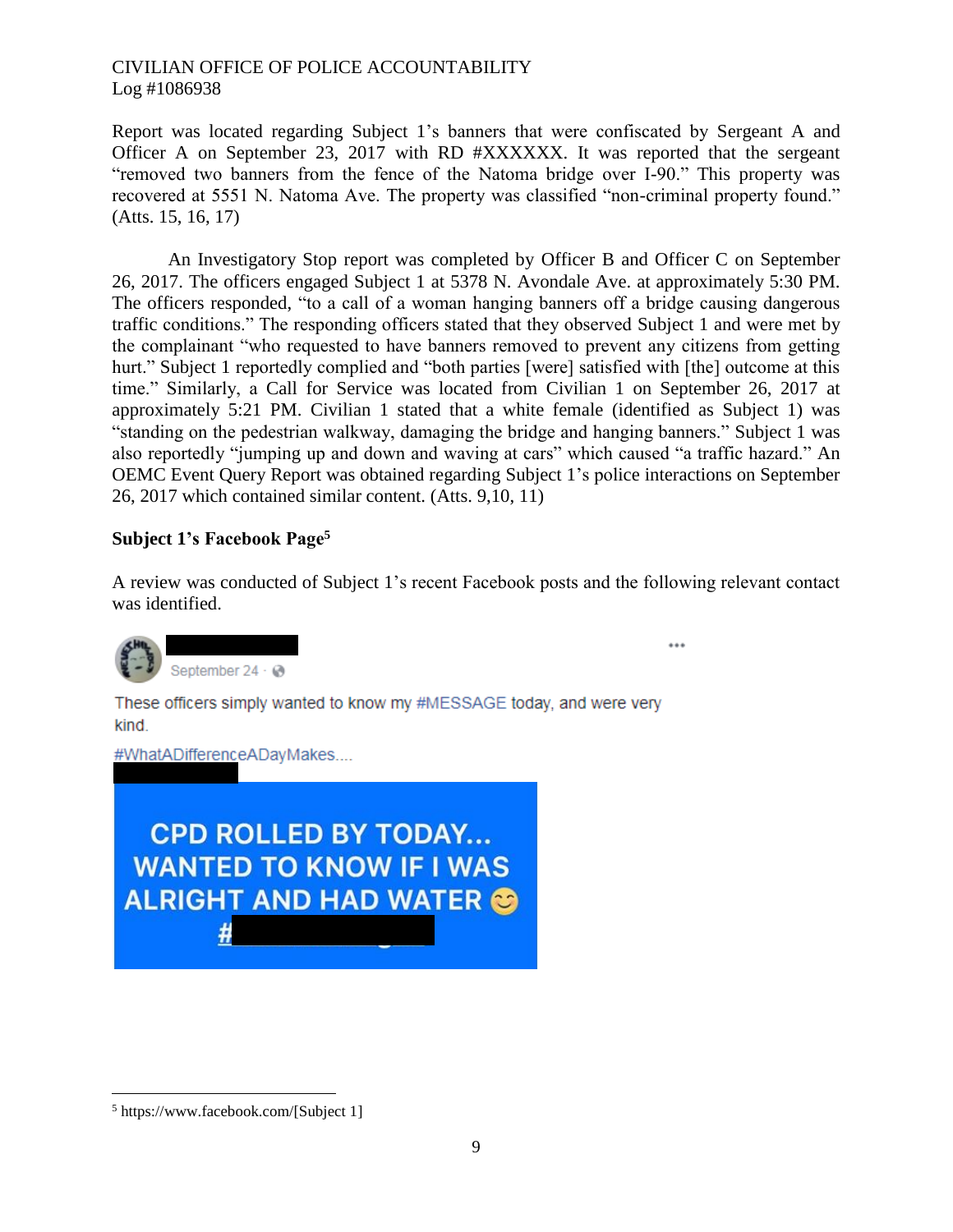Report was located regarding Subject 1's banners that were confiscated by Sergeant A and Officer A on September 23, 2017 with RD #XXXXXX. It was reported that the sergeant "removed two banners from the fence of the Natoma bridge over I-90." This property was recovered at 5551 N. Natoma Ave. The property was classified "non-criminal property found." (Atts. 15, 16, 17)

An Investigatory Stop report was completed by Officer B and Officer C on September 26, 2017. The officers engaged Subject 1 at 5378 N. Avondale Ave. at approximately 5:30 PM. The officers responded, "to a call of a woman hanging banners off a bridge causing dangerous traffic conditions." The responding officers stated that they observed Subject 1 and were met by the complainant "who requested to have banners removed to prevent any citizens from getting hurt." Subject 1 reportedly complied and "both parties [were] satisfied with [the] outcome at this time." Similarly, a Call for Service was located from Civilian 1 on September 26, 2017 at approximately 5:21 PM. Civilian 1 stated that a white female (identified as Subject 1) was "standing on the pedestrian walkway, damaging the bridge and hanging banners." Subject 1 was also reportedly "jumping up and down and waving at cars" which caused "a traffic hazard." An OEMC Event Query Report was obtained regarding Subject 1's police interactions on September 26, 2017 which contained similar content. (Atts. 9,10, 11)

**Subject 1's Facebook Page**[5]

A review was conducted of Subject 1's recent Facebook posts and the following relevant contact was identified.

September 24 ·

These officers simply wanted to know my #MESSAGE today, and were very kind.

#WhatADifferenceADayMakes....

CPD ROLLED BY TODAY... WANTED TO KNOW IF I WAS ALRIGHT AND HAD WATER 😊
#

[5] https://www.facebook.com/[Subject 1]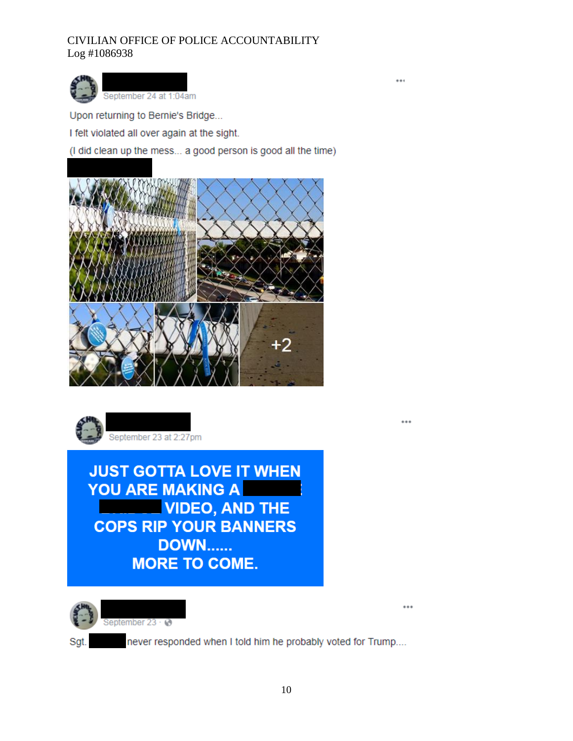CIVILIAN OFFICE OF POLICE ACCOUNTABILITY
Log #1086938

September 24 at 1:04am

Upon returning to Bernie's Bridge...

I felt violated all over again at the sight.

(I did clean up the mess... a good person is good all the time)

+2

September 23 at 2:27pm

**JUST GOTTA LOVE IT WHEN YOU ARE MAKING A [REDACTED] VIDEO, AND THE COPS RIP YOUR BANNERS DOWN...... MORE TO COME.**

September 23 ·

Sgt. [REDACTED] never responded when I told him he probably voted for Trump....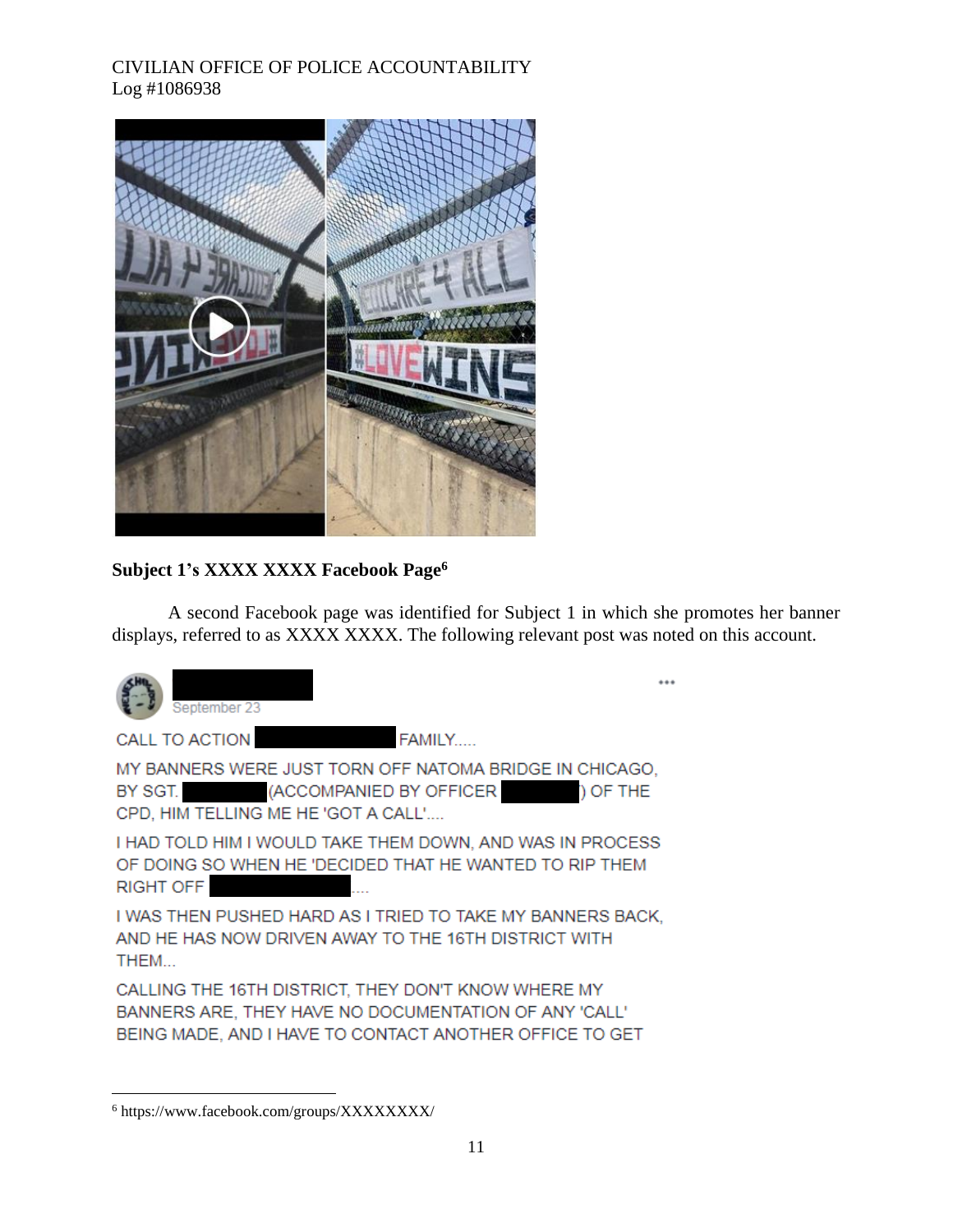**Subject 1's XXXX XXXX Facebook Page**[6]

A second Facebook page was identified for Subject 1 in which she promotes her banner displays, referred to as XXXX XXXX. The following relevant post was noted on this account.

September 23

CALL TO ACTION FAMILY.....

MY BANNERS WERE JUST TORN OFF NATOMA BRIDGE IN CHICAGO, BY SGT. (ACCOMPANIED BY OFFICER ) OF THE CPD, HIM TELLING ME HE 'GOT A CALL'....

I HAD TOLD HIM I WOULD TAKE THEM DOWN, AND WAS IN PROCESS OF DOING SO WHEN HE 'DECIDED THAT HE WANTED TO RIP THEM RIGHT OFF ....

I WAS THEN PUSHED HARD AS I TRIED TO TAKE MY BANNERS BACK, AND HE HAS NOW DRIVEN AWAY TO THE 16TH DISTRICT WITH THEM...

CALLING THE 16TH DISTRICT, THEY DON'T KNOW WHERE MY BANNERS ARE, THEY HAVE NO DOCUMENTATION OF ANY 'CALL' BEING MADE, AND I HAVE TO CONTACT ANOTHER OFFICE TO GET

[6] https://www.facebook.com/groups/XXXXXXXX/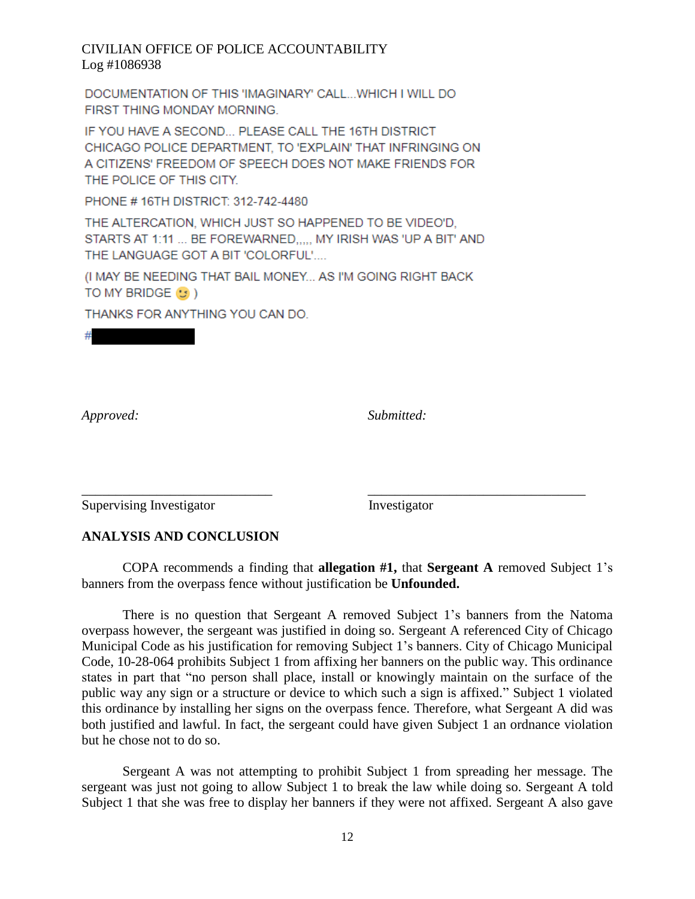DOCUMENTATION OF THIS 'IMAGINARY' CALL...WHICH I WILL DO FIRST THING MONDAY MORNING.

IF YOU HAVE A SECOND... PLEASE CALL THE 16TH DISTRICT CHICAGO POLICE DEPARTMENT, TO 'EXPLAIN' THAT INFRINGING ON A CITIZENS' FREEDOM OF SPEECH DOES NOT MAKE FRIENDS FOR THE POLICE OF THIS CITY.

PHONE # 16TH DISTRICT: 312-742-4480

THE ALTERCATION, WHICH JUST SO HAPPENED TO BE VIDEO'D, STARTS AT 1:11 ... BE FOREWARNED,,,,, MY IRISH WAS 'UP A BIT' AND THE LANGUAGE GOT A BIT 'COLORFUL'....

(I MAY BE NEEDING THAT BAIL MONEY... AS I'M GOING RIGHT BACK TO MY BRIDGE 😉 )

THANKS FOR ANYTHING YOU CAN DO.

#

*Approved:* *Submitted:*

Supervising Investigator Investigator

**ANALYSIS AND CONCLUSION**

COPA recommends a finding that **allegation #1,** that **Sergeant A** removed Subject 1's banners from the overpass fence without justification be **Unfounded.**

There is no question that Sergeant A removed Subject 1's banners from the Natoma overpass however, the sergeant was justified in doing so. Sergeant A referenced City of Chicago Municipal Code as his justification for removing Subject 1's banners. City of Chicago Municipal Code, 10-28-064 prohibits Subject 1 from affixing her banners on the public way. This ordinance states in part that "no person shall place, install or knowingly maintain on the surface of the public way any sign or a structure or device to which such a sign is affixed." Subject 1 violated this ordinance by installing her signs on the overpass fence. Therefore, what Sergeant A did was both justified and lawful. In fact, the sergeant could have given Subject 1 an ordnance violation but he chose not to do so.

Sergeant A was not attempting to prohibit Subject 1 from spreading her message. The sergeant was just not going to allow Subject 1 to break the law while doing so. Sergeant A told Subject 1 that she was free to display her banners if they were not affixed. Sergeant A also gave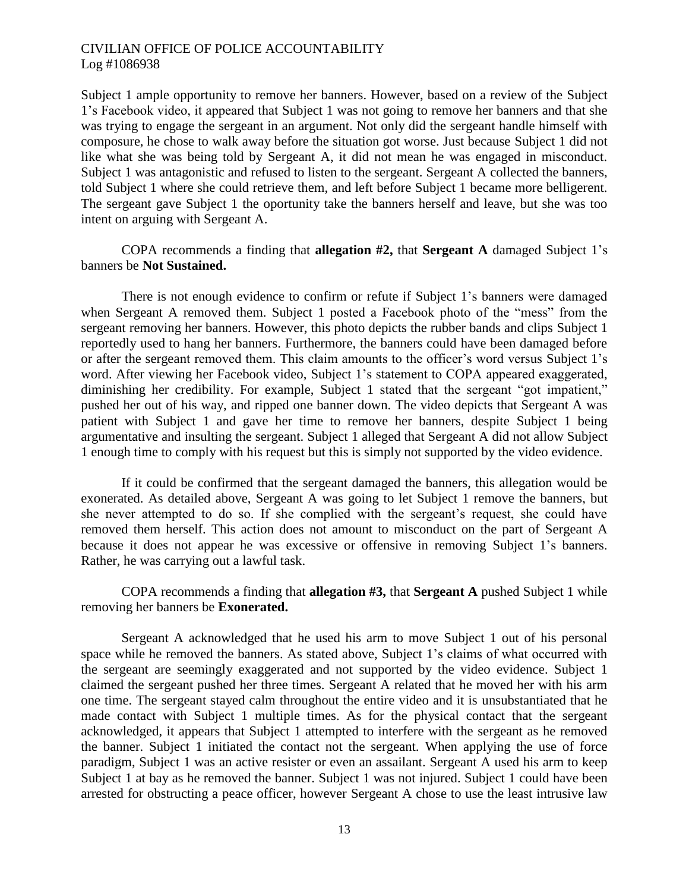Subject 1 ample opportunity to remove her banners. However, based on a review of the Subject 1's Facebook video, it appeared that Subject 1 was not going to remove her banners and that she was trying to engage the sergeant in an argument. Not only did the sergeant handle himself with composure, he chose to walk away before the situation got worse. Just because Subject 1 did not like what she was being told by Sergeant A, it did not mean he was engaged in misconduct. Subject 1 was antagonistic and refused to listen to the sergeant. Sergeant A collected the banners, told Subject 1 where she could retrieve them, and left before Subject 1 became more belligerent. The sergeant gave Subject 1 the oportunity take the banners herself and leave, but she was too intent on arguing with Sergeant A.

COPA recommends a finding that **allegation #2,** that **Sergeant A** damaged Subject 1's banners be **Not Sustained.**

There is not enough evidence to confirm or refute if Subject 1's banners were damaged when Sergeant A removed them. Subject 1 posted a Facebook photo of the "mess" from the sergeant removing her banners. However, this photo depicts the rubber bands and clips Subject 1 reportedly used to hang her banners. Furthermore, the banners could have been damaged before or after the sergeant removed them. This claim amounts to the officer's word versus Subject 1's word. After viewing her Facebook video, Subject 1's statement to COPA appeared exaggerated, diminishing her credibility. For example, Subject 1 stated that the sergeant "got impatient," pushed her out of his way, and ripped one banner down. The video depicts that Sergeant A was patient with Subject 1 and gave her time to remove her banners, despite Subject 1 being argumentative and insulting the sergeant. Subject 1 alleged that Sergeant A did not allow Subject 1 enough time to comply with his request but this is simply not supported by the video evidence.

If it could be confirmed that the sergeant damaged the banners, this allegation would be exonerated. As detailed above, Sergeant A was going to let Subject 1 remove the banners, but she never attempted to do so. If she complied with the sergeant's request, she could have removed them herself. This action does not amount to misconduct on the part of Sergeant A because it does not appear he was excessive or offensive in removing Subject 1's banners. Rather, he was carrying out a lawful task.

COPA recommends a finding that **allegation #3,** that **Sergeant A** pushed Subject 1 while removing her banners be **Exonerated.**

Sergeant A acknowledged that he used his arm to move Subject 1 out of his personal space while he removed the banners. As stated above, Subject 1's claims of what occurred with the sergeant are seemingly exaggerated and not supported by the video evidence. Subject 1 claimed the sergeant pushed her three times. Sergeant A related that he moved her with his arm one time. The sergeant stayed calm throughout the entire video and it is unsubstantiated that he made contact with Subject 1 multiple times. As for the physical contact that the sergeant acknowledged, it appears that Subject 1 attempted to interfere with the sergeant as he removed the banner. Subject 1 initiated the contact not the sergeant. When applying the use of force paradigm, Subject 1 was an active resister or even an assailant. Sergeant A used his arm to keep Subject 1 at bay as he removed the banner. Subject 1 was not injured. Subject 1 could have been arrested for obstructing a peace officer, however Sergeant A chose to use the least intrusive law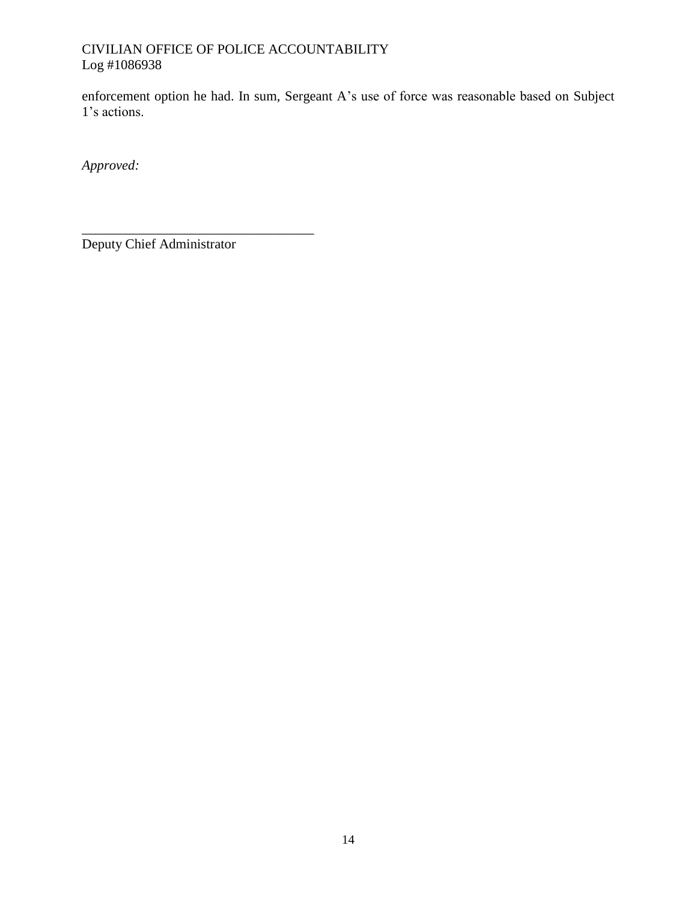enforcement option he had. In sum, Sergeant A's use of force was reasonable based on Subject 1's actions.

*Approved:*

___________________________________

Deputy Chief Administrator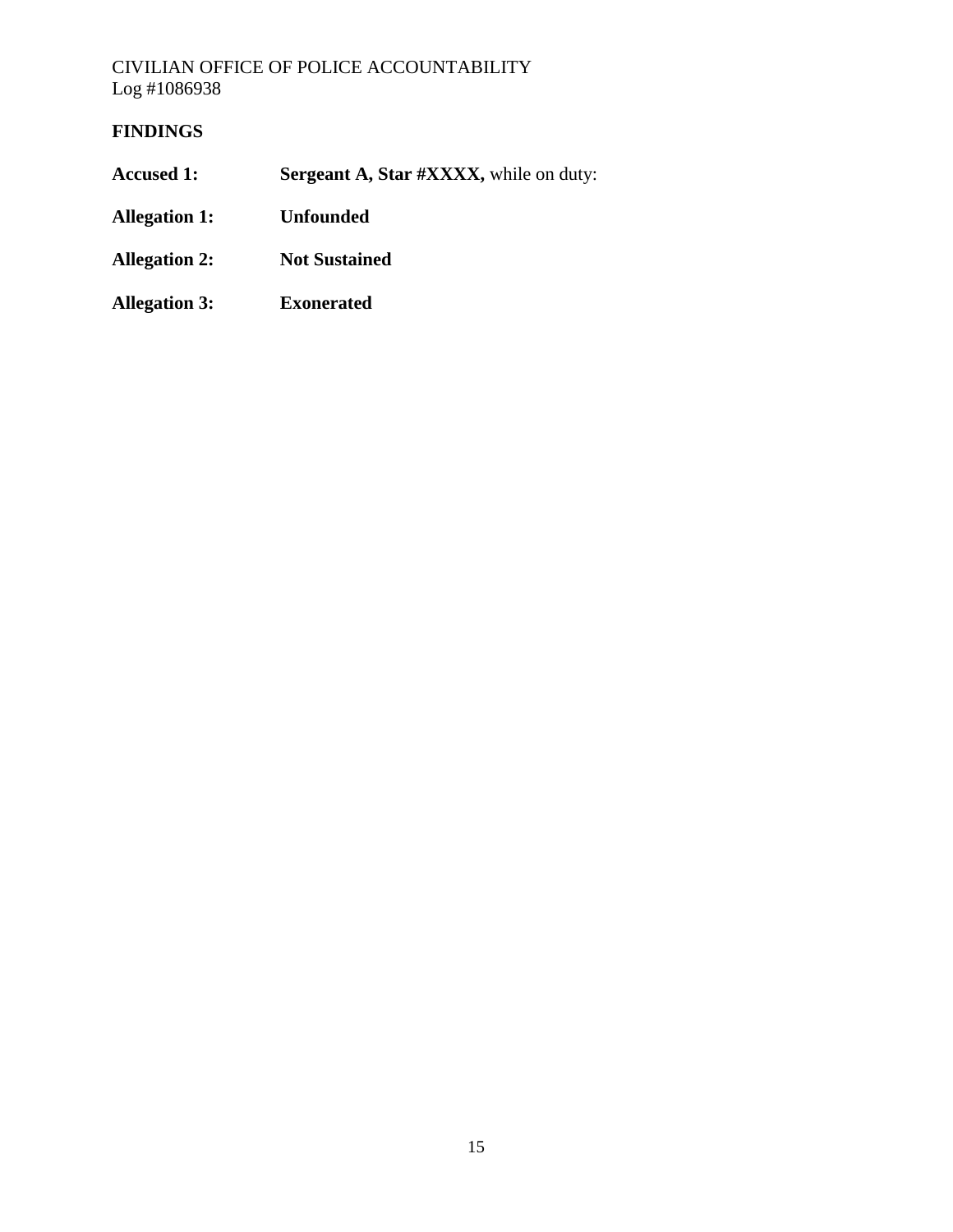## FINDINGS

| | |
|---|---|
| **Accused 1:** | **Sergeant A, Star #XXXX,** while on duty: |
| **Allegation 1:** | **Unfounded** |
| **Allegation 2:** | **Not Sustained** |
| **Allegation 3:** | **Exonerated** |